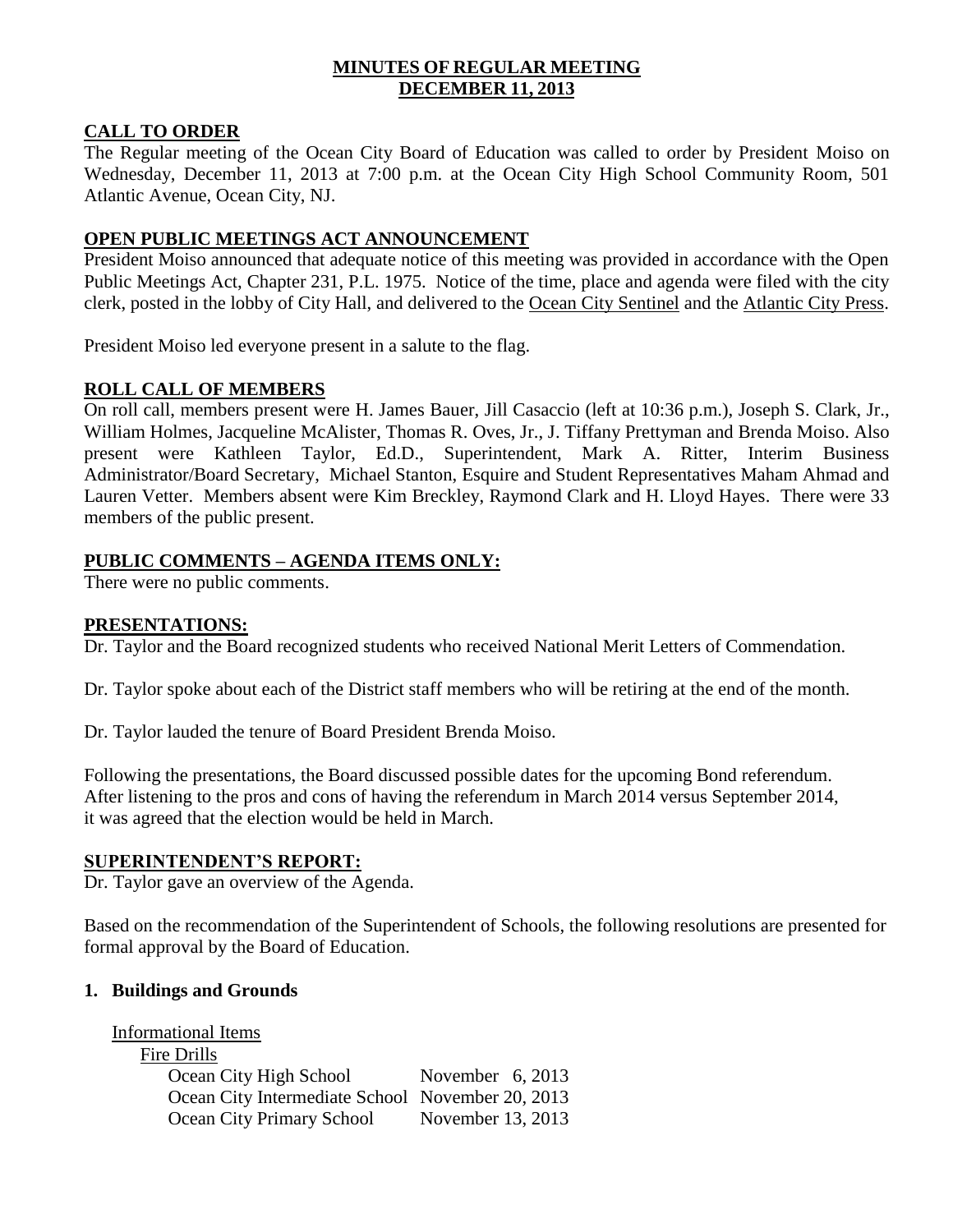# MINUTES OF REGULAR MEETING DECEMBER 11, 2013

## CALL TO ORDER

The Regular meeting of the Ocean City Board of Education was called to order by President Moiso on Wednesday, December 11, 2013 at 7:00 p.m. at the Ocean City High School Community Room, 501 Atlantic Avenue, Ocean City, NJ.

## OPEN PUBLIC MEETINGS ACT ANNOUNCEMENT

President Moiso announced that adequate notice of this meeting was provided in accordance with the Open Public Meetings Act, Chapter 231, P.L. 1975. Notice of the time, place and agenda were filed with the city clerk, posted in the lobby of City Hall, and delivered to the Ocean City Sentinel and the Atlantic City Press.

President Moiso led everyone present in a salute to the flag.

## ROLL CALL OF MEMBERS

On roll call, members present were H. James Bauer, Jill Casaccio (left at 10:36 p.m.), Joseph S. Clark, Jr., William Holmes, Jacqueline McAlister, Thomas R. Oves, Jr., J. Tiffany Prettyman and Brenda Moiso. Also present were Kathleen Taylor, Ed.D., Superintendent, Mark A. Ritter, Interim Business Administrator/Board Secretary, Michael Stanton, Esquire and Student Representatives Maham Ahmad and Lauren Vetter. Members absent were Kim Breckley, Raymond Clark and H. Lloyd Hayes. There were 33 members of the public present.

## PUBLIC COMMENTS – AGENDA ITEMS ONLY:

There were no public comments.

## PRESENTATIONS:

Dr. Taylor and the Board recognized students who received National Merit Letters of Commendation.

Dr. Taylor spoke about each of the District staff members who will be retiring at the end of the month.

Dr. Taylor lauded the tenure of Board President Brenda Moiso.

Following the presentations, the Board discussed possible dates for the upcoming Bond referendum. After listening to the pros and cons of having the referendum in March 2014 versus September 2014, it was agreed that the election would be held in March.

## SUPERINTENDENT'S REPORT:

Dr. Taylor gave an overview of the Agenda.

Based on the recommendation of the Superintendent of Schools, the following resolutions are presented for formal approval by the Board of Education.

### 1. Buildings and Grounds

Informational Items

Fire Drills

| | |
|---|---|
| Ocean City High School | November 6, 2013 |
| Ocean City Intermediate School | November 20, 2013 |
| Ocean City Primary School | November 13, 2013 |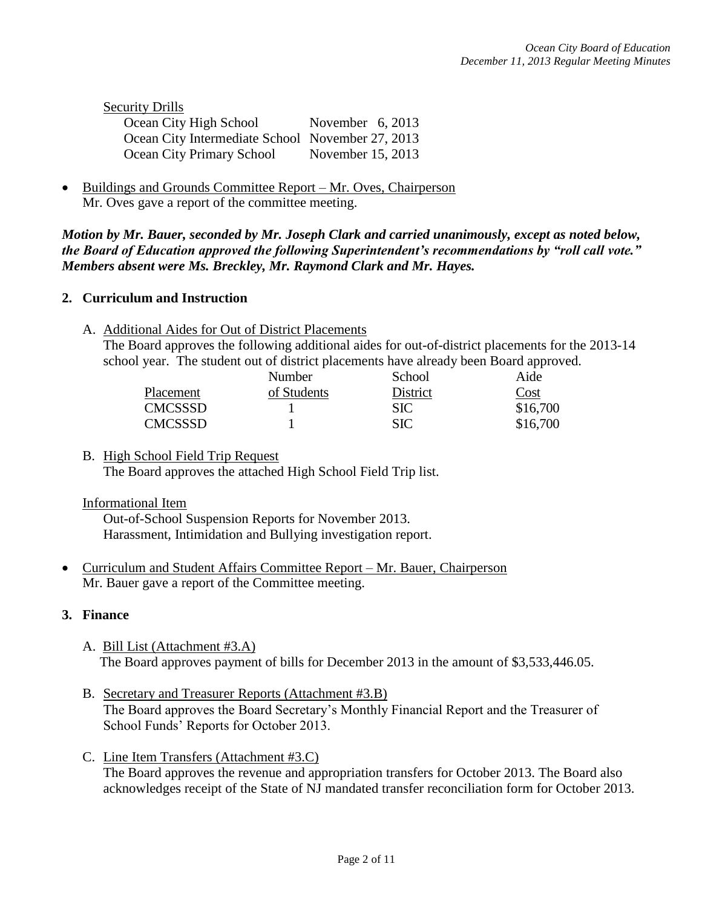Security Drills

| | |
|---|---|
| Ocean City High School | November 6, 2013 |
| Ocean City Intermediate School | November 27, 2013 |
| Ocean City Primary School | November 15, 2013 |

- Buildings and Grounds Committee Report – Mr. Oves, Chairperson
  Mr. Oves gave a report of the committee meeting.

***Motion by Mr. Bauer, seconded by Mr. Joseph Clark and carried unanimously, except as noted below, the Board of Education approved the following Superintendent's recommendations by "roll call vote." Members absent were Ms. Breckley, Mr. Raymond Clark and Mr. Hayes.***

## 2. Curriculum and Instruction

A. Additional Aides for Out of District Placements

The Board approves the following additional aides for out-of-district placements for the 2013-14 school year. The student out of district placements have already been Board approved.

| Placement | Number of Students | School District | Aide Cost |
|---|---|---|---|
| CMCSSSD | 1 | SIC | $16,700 |
| CMCSSSD | 1 | SIC | $16,700 |

B. High School Field Trip Request

The Board approves the attached High School Field Trip list.

Informational Item

Out-of-School Suspension Reports for November 2013.
Harassment, Intimidation and Bullying investigation report.

- Curriculum and Student Affairs Committee Report – Mr. Bauer, Chairperson
  Mr. Bauer gave a report of the Committee meeting.

## 3. Finance

A. Bill List (Attachment #3.A)

The Board approves payment of bills for December 2013 in the amount of $3,533,446.05.

B. Secretary and Treasurer Reports (Attachment #3.B)

The Board approves the Board Secretary's Monthly Financial Report and the Treasurer of School Funds' Reports for October 2013.

C. Line Item Transfers (Attachment #3.C)

The Board approves the revenue and appropriation transfers for October 2013. The Board also acknowledges receipt of the State of NJ mandated transfer reconciliation form for October 2013.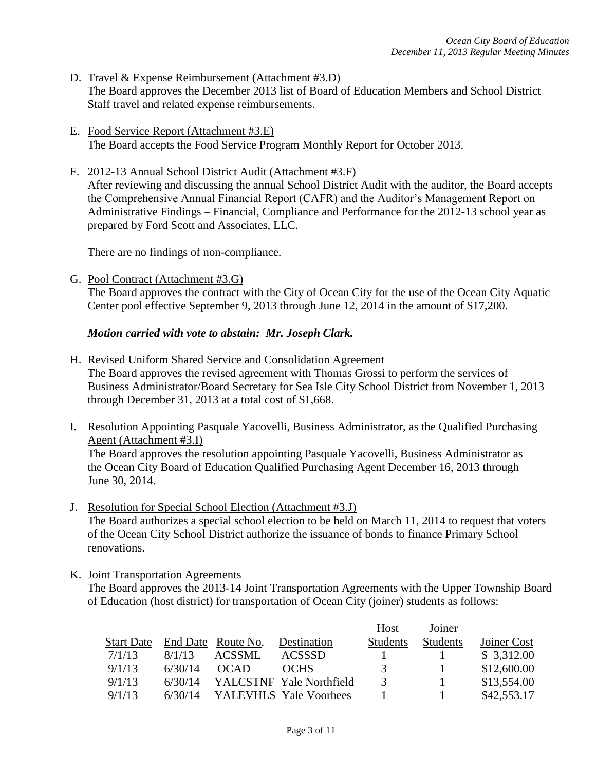D. Travel & Expense Reimbursement (Attachment #3.D)
The Board approves the December 2013 list of Board of Education Members and School District Staff travel and related expense reimbursements.

E. Food Service Report (Attachment #3.E)
The Board accepts the Food Service Program Monthly Report for October 2013.

F. 2012-13 Annual School District Audit (Attachment #3.F)
After reviewing and discussing the annual School District Audit with the auditor, the Board accepts the Comprehensive Annual Financial Report (CAFR) and the Auditor's Management Report on Administrative Findings – Financial, Compliance and Performance for the 2012-13 school year as prepared by Ford Scott and Associates, LLC.

There are no findings of non-compliance.

G. Pool Contract (Attachment #3.G)
The Board approves the contract with the City of Ocean City for the use of the Ocean City Aquatic Center pool effective September 9, 2013 through June 12, 2014 in the amount of $17,200.

***Motion carried with vote to abstain: Mr. Joseph Clark.***

H. Revised Uniform Shared Service and Consolidation Agreement
The Board approves the revised agreement with Thomas Grossi to perform the services of Business Administrator/Board Secretary for Sea Isle City School District from November 1, 2013 through December 31, 2013 at a total cost of $1,668.

I. Resolution Appointing Pasquale Yacovelli, Business Administrator, as the Qualified Purchasing Agent (Attachment #3.I)
The Board approves the resolution appointing Pasquale Yacovelli, Business Administrator as the Ocean City Board of Education Qualified Purchasing Agent December 16, 2013 through June 30, 2014.

J. Resolution for Special School Election (Attachment #3.J)
The Board authorizes a special school election to be held on March 11, 2014 to request that voters of the Ocean City School District authorize the issuance of bonds to finance Primary School renovations.

K. Joint Transportation Agreements
The Board approves the 2013-14 Joint Transportation Agreements with the Upper Township Board of Education (host district) for transportation of Ocean City (joiner) students as follows:

| Start Date | End Date | Route No. | Destination | Host Students | Joiner Students | Joiner Cost |
|---|---|---|---|---|---|---|
| 7/1/13 | 8/1/13 | ACSSML | ACSSSD | 1 | 1 | $ 3,312.00 |
| 9/1/13 | 6/30/14 | OCAD | OCHS | 3 | 1 | $12,600.00 |
| 9/1/13 | 6/30/14 | YALCSTNF | Yale Northfield | 3 | 1 | $13,554.00 |
| 9/1/13 | 6/30/14 | YALEVHLS | Yale Voorhees | 1 | 1 | $42,553.17 |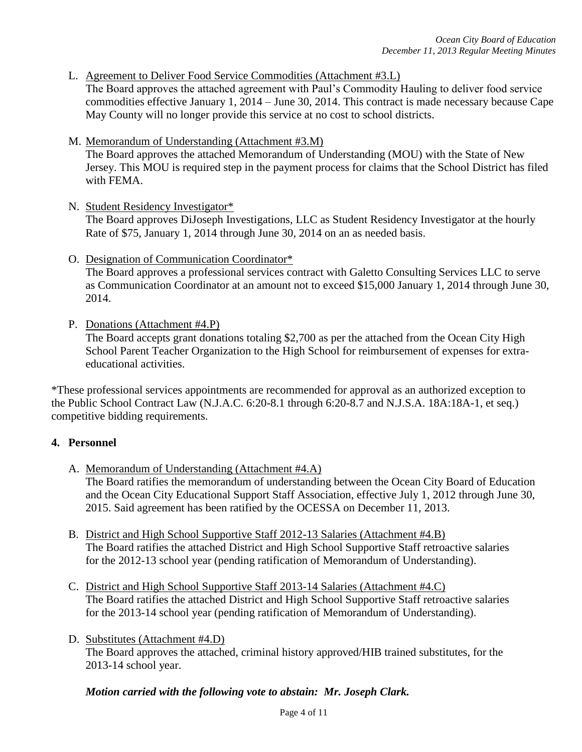L. Agreement to Deliver Food Service Commodities (Attachment #3.L)
   The Board approves the attached agreement with Paul's Commodity Hauling to deliver food service commodities effective January 1, 2014 – June 30, 2014. This contract is made necessary because Cape May County will no longer provide this service at no cost to school districts.

M. Memorandum of Understanding (Attachment #3.M)
   The Board approves the attached Memorandum of Understanding (MOU) with the State of New Jersey. This MOU is required step in the payment process for claims that the School District has filed with FEMA.

N. Student Residency Investigator*
   The Board approves DiJoseph Investigations, LLC as Student Residency Investigator at the hourly Rate of $75, January 1, 2014 through June 30, 2014 on an as needed basis.

O. Designation of Communication Coordinator*
   The Board approves a professional services contract with Galetto Consulting Services LLC to serve as Communication Coordinator at an amount not to exceed $15,000 January 1, 2014 through June 30, 2014.

P. Donations (Attachment #4.P)
   The Board accepts grant donations totaling $2,700 as per the attached from the Ocean City High School Parent Teacher Organization to the High School for reimbursement of expenses for extra-educational activities.

*These professional services appointments are recommended for approval as an authorized exception to the Public School Contract Law (N.J.A.C. 6:20-8.1 through 6:20-8.7 and N.J.S.A. 18A:18A-1, et seq.) competitive bidding requirements.

## 4. Personnel

A. Memorandum of Understanding (Attachment #4.A)
   The Board ratifies the memorandum of understanding between the Ocean City Board of Education and the Ocean City Educational Support Staff Association, effective July 1, 2012 through June 30, 2015. Said agreement has been ratified by the OCESSA on December 11, 2013.

B. District and High School Supportive Staff 2012-13 Salaries (Attachment #4.B)
   The Board ratifies the attached District and High School Supportive Staff retroactive salaries for the 2012-13 school year (pending ratification of Memorandum of Understanding).

C. District and High School Supportive Staff 2013-14 Salaries (Attachment #4.C)
   The Board ratifies the attached District and High School Supportive Staff retroactive salaries for the 2013-14 school year (pending ratification of Memorandum of Understanding).

D. Substitutes (Attachment #4.D)
   The Board approves the attached, criminal history approved/HIB trained substitutes, for the 2013-14 school year.

***Motion carried with the following vote to abstain: Mr. Joseph Clark.***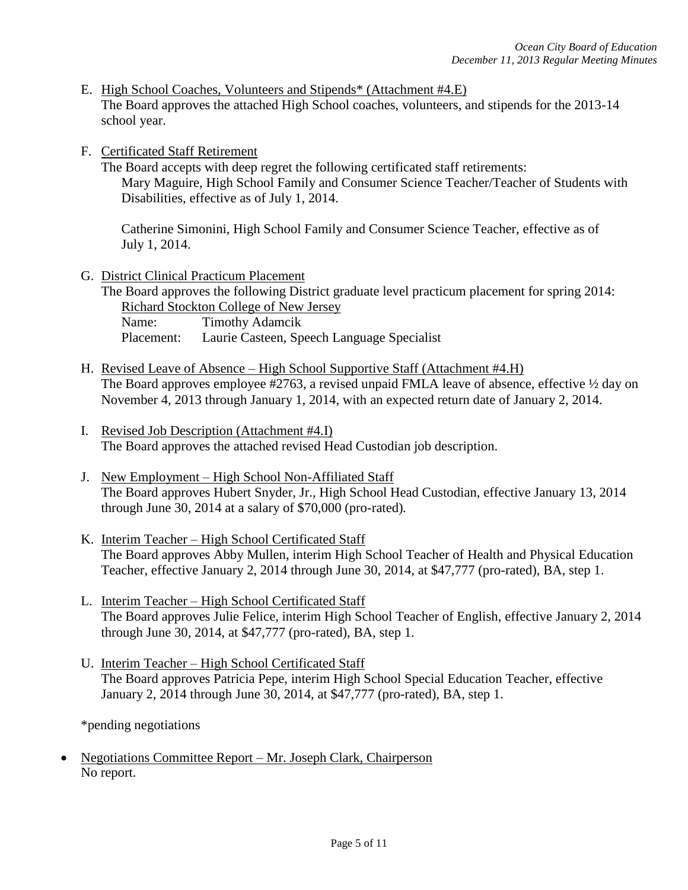E. <u>High School Coaches, Volunteers and Stipends* (Attachment #4.E)</u>
   The Board approves the attached High School coaches, volunteers, and stipends for the 2013-14 school year.

F. <u>Certificated Staff Retirement</u>
   The Board accepts with deep regret the following certificated staff retirements:
   Mary Maguire, High School Family and Consumer Science Teacher/Teacher of Students with Disabilities, effective as of July 1, 2014.

   Catherine Simonini, High School Family and Consumer Science Teacher, effective as of July 1, 2014.

G. <u>District Clinical Practicum Placement</u>
   The Board approves the following District graduate level practicum placement for spring 2014:
   <u>Richard Stockton College of New Jersey</u>
   Name: Timothy Adamcik
   Placement: Laurie Casteen, Speech Language Specialist

H. <u>Revised Leave of Absence – High School Supportive Staff (Attachment #4.H)</u>
   The Board approves employee #2763, a revised unpaid FMLA leave of absence, effective ½ day on November 4, 2013 through January 1, 2014, with an expected return date of January 2, 2014.

I. <u>Revised Job Description (Attachment #4.I)</u>
   The Board approves the attached revised Head Custodian job description.

J. <u>New Employment – High School Non-Affiliated Staff</u>
   The Board approves Hubert Snyder, Jr., High School Head Custodian, effective January 13, 2014 through June 30, 2014 at a salary of $70,000 (pro-rated).

K. <u>Interim Teacher – High School Certificated Staff</u>
   The Board approves Abby Mullen, interim High School Teacher of Health and Physical Education Teacher, effective January 2, 2014 through June 30, 2014, at $47,777 (pro-rated), BA, step 1.

L. <u>Interim Teacher – High School Certificated Staff</u>
   The Board approves Julie Felice, interim High School Teacher of English, effective January 2, 2014 through June 30, 2014, at $47,777 (pro-rated), BA, step 1.

U. <u>Interim Teacher – High School Certificated Staff</u>
   The Board approves Patricia Pepe, interim High School Special Education Teacher, effective January 2, 2014 through June 30, 2014, at $47,777 (pro-rated), BA, step 1.

*pending negotiations

- <u>Negotiations Committee Report – Mr. Joseph Clark, Chairperson</u>
  No report.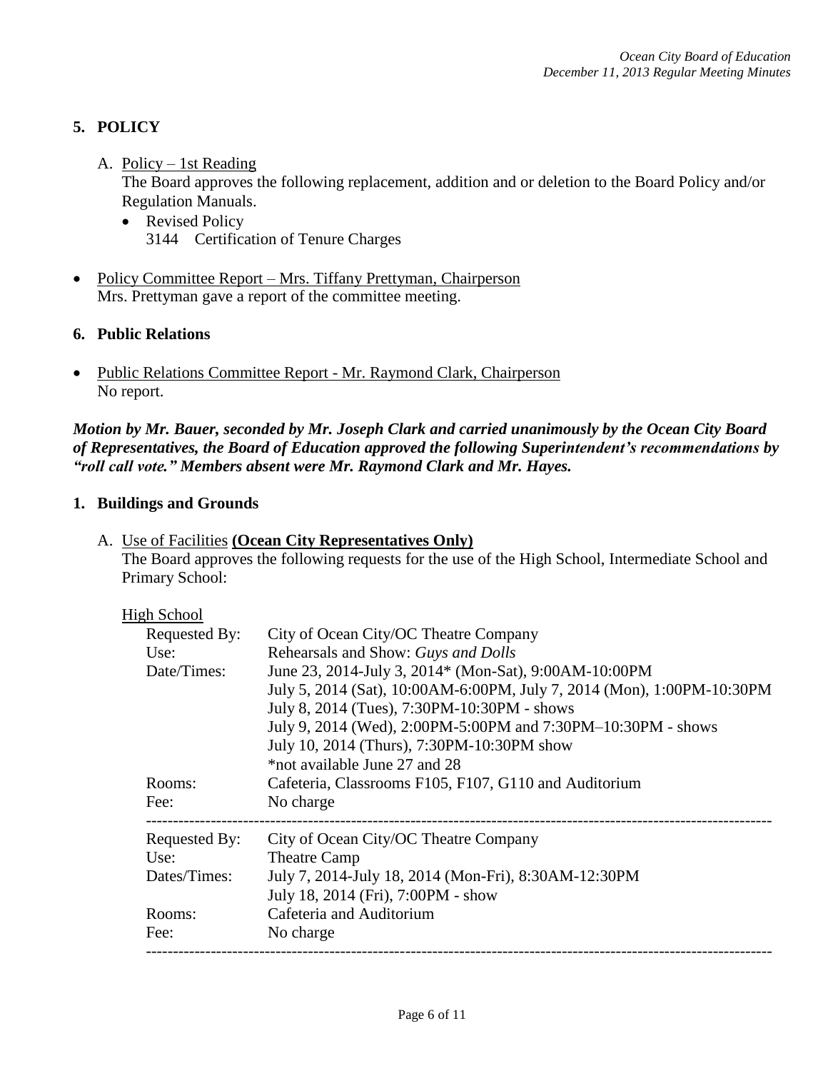## 5. POLICY

A. <u>Policy – 1st Reading</u>
The Board approves the following replacement, addition and or deletion to the Board Policy and/or Regulation Manuals.

- Revised Policy
  3144 Certification of Tenure Charges

- <u>Policy Committee Report – Mrs. Tiffany Prettyman, Chairperson</u>
  Mrs. Prettyman gave a report of the committee meeting.

## 6. Public Relations

- <u>Public Relations Committee Report - Mr. Raymond Clark, Chairperson</u>
  No report.

***Motion by Mr. Bauer, seconded by Mr. Joseph Clark and carried unanimously by the Ocean City Board of Representatives, the Board of Education approved the following Superintendent's recommendations by "roll call vote." Members absent were Mr. Raymond Clark and Mr. Hayes.***

## 1. Buildings and Grounds

A. <u>Use of Facilities</u> **(Ocean City Representatives Only)**
The Board approves the following requests for the use of the High School, Intermediate School and Primary School:

<u>High School</u>

Requested By: City of Ocean City/OC Theatre Company
Use: Rehearsals and Show: *Guys and Dolls*
Date/Times: June 23, 2014-July 3, 2014* (Mon-Sat), 9:00AM-10:00PM
July 5, 2014 (Sat), 10:00AM-6:00PM, July 7, 2014 (Mon), 1:00PM-10:30PM
July 8, 2014 (Tues), 7:30PM-10:30PM - shows
July 9, 2014 (Wed), 2:00PM-5:00PM and 7:30PM–10:30PM - shows
July 10, 2014 (Thurs), 7:30PM-10:30PM show
*not available June 27 and 28
Rooms: Cafeteria, Classrooms F105, F107, G110 and Auditorium
Fee: No charge

---

Requested By: City of Ocean City/OC Theatre Company
Use: Theatre Camp
Dates/Times: July 7, 2014-July 18, 2014 (Mon-Fri), 8:30AM-12:30PM
July 18, 2014 (Fri), 7:00PM - show
Rooms: Cafeteria and Auditorium
Fee: No charge

---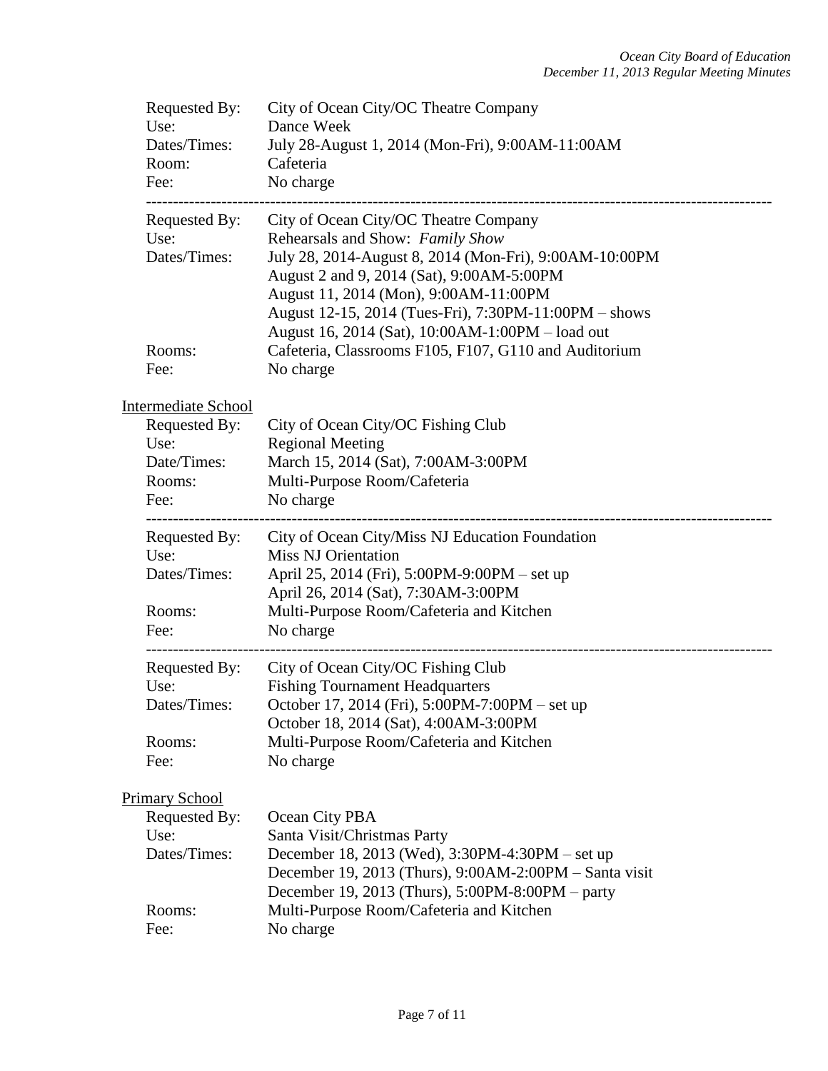Requested By: City of Ocean City/OC Theatre Company
Use: Dance Week
Dates/Times: July 28-August 1, 2014 (Mon-Fri), 9:00AM-11:00AM
Room: Cafeteria
Fee: No charge

---

Requested By: City of Ocean City/OC Theatre Company
Use: Rehearsals and Show: *Family Show*
Dates/Times: July 28, 2014-August 8, 2014 (Mon-Fri), 9:00AM-10:00PM
August 2 and 9, 2014 (Sat), 9:00AM-5:00PM
August 11, 2014 (Mon), 9:00AM-11:00PM
August 12-15, 2014 (Tues-Fri), 7:30PM-11:00PM – shows
August 16, 2014 (Sat), 10:00AM-1:00PM – load out
Rooms: Cafeteria, Classrooms F105, F107, G110 and Auditorium
Fee: No charge

<u>Intermediate School</u>

Requested By: City of Ocean City/OC Fishing Club
Use: Regional Meeting
Date/Times: March 15, 2014 (Sat), 7:00AM-3:00PM
Rooms: Multi-Purpose Room/Cafeteria
Fee: No charge

---

Requested By: City of Ocean City/Miss NJ Education Foundation
Use: Miss NJ Orientation
Dates/Times: April 25, 2014 (Fri), 5:00PM-9:00PM – set up
April 26, 2014 (Sat), 7:30AM-3:00PM
Rooms: Multi-Purpose Room/Cafeteria and Kitchen
Fee: No charge

---

Requested By: City of Ocean City/OC Fishing Club
Use: Fishing Tournament Headquarters
Dates/Times: October 17, 2014 (Fri), 5:00PM-7:00PM – set up
October 18, 2014 (Sat), 4:00AM-3:00PM
Rooms: Multi-Purpose Room/Cafeteria and Kitchen
Fee: No charge

<u>Primary School</u>

Requested By: Ocean City PBA
Use: Santa Visit/Christmas Party
Dates/Times: December 18, 2013 (Wed), 3:30PM-4:30PM – set up
December 19, 2013 (Thurs), 9:00AM-2:00PM – Santa visit
December 19, 2013 (Thurs), 5:00PM-8:00PM – party
Rooms: Multi-Purpose Room/Cafeteria and Kitchen
Fee: No charge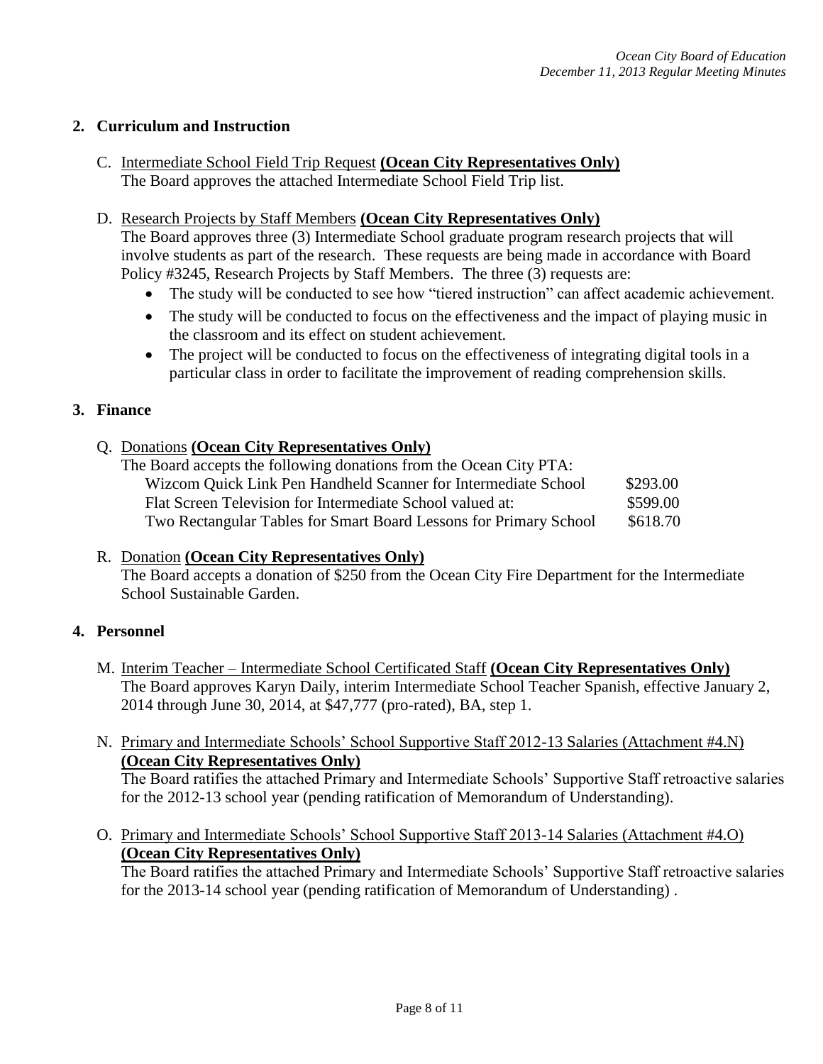## 2. Curriculum and Instruction

C. Intermediate School Field Trip Request **(Ocean City Representatives Only)**
The Board approves the attached Intermediate School Field Trip list.

D. Research Projects by Staff Members **(Ocean City Representatives Only)**
The Board approves three (3) Intermediate School graduate program research projects that will involve students as part of the research. These requests are being made in accordance with Board Policy #3245, Research Projects by Staff Members. The three (3) requests are:

- The study will be conducted to see how "tiered instruction" can affect academic achievement.
- The study will be conducted to focus on the effectiveness and the impact of playing music in the classroom and its effect on student achievement.
- The project will be conducted to focus on the effectiveness of integrating digital tools in a particular class in order to facilitate the improvement of reading comprehension skills.

## 3. Finance

Q. Donations **(Ocean City Representatives Only)**
The Board accepts the following donations from the Ocean City PTA:

| | |
|---|---|
| Wizcom Quick Link Pen Handheld Scanner for Intermediate School | $293.00 |
| Flat Screen Television for Intermediate School valued at: | $599.00 |
| Two Rectangular Tables for Smart Board Lessons for Primary School | $618.70 |

R. Donation **(Ocean City Representatives Only)**
The Board accepts a donation of $250 from the Ocean City Fire Department for the Intermediate School Sustainable Garden.

## 4. Personnel

M. Interim Teacher – Intermediate School Certificated Staff **(Ocean City Representatives Only)**
The Board approves Karyn Daily, interim Intermediate School Teacher Spanish, effective January 2, 2014 through June 30, 2014, at $47,777 (pro-rated), BA, step 1.

N. Primary and Intermediate Schools' School Supportive Staff 2012-13 Salaries (Attachment #4.N) **(Ocean City Representatives Only)**
The Board ratifies the attached Primary and Intermediate Schools' Supportive Staff retroactive salaries for the 2012-13 school year (pending ratification of Memorandum of Understanding).

O. Primary and Intermediate Schools' School Supportive Staff 2013-14 Salaries (Attachment #4.O) **(Ocean City Representatives Only)**
The Board ratifies the attached Primary and Intermediate Schools' Supportive Staff retroactive salaries for the 2013-14 school year (pending ratification of Memorandum of Understanding) .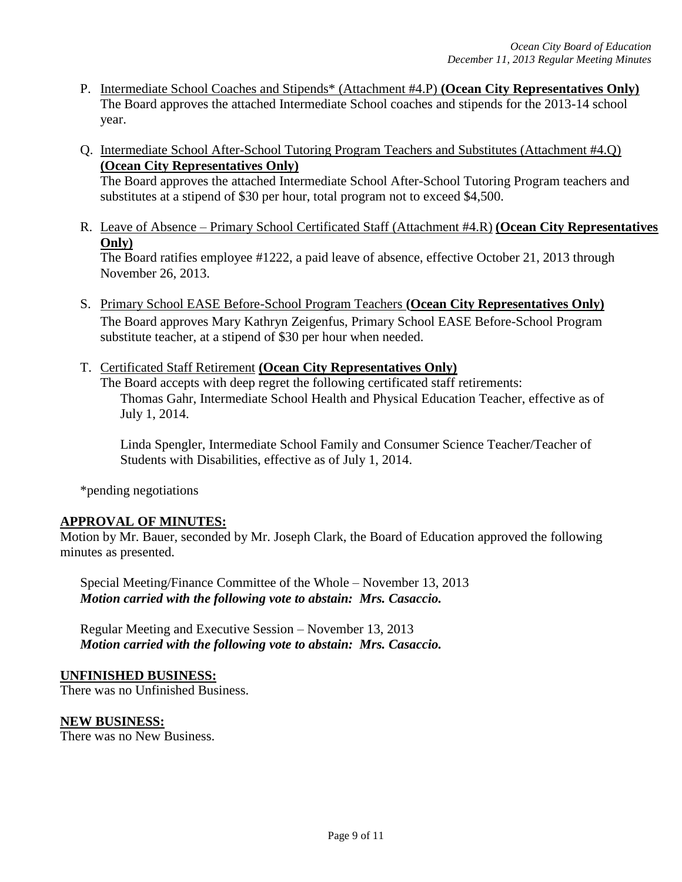P. Intermediate School Coaches and Stipends* (Attachment #4.P) **(Ocean City Representatives Only)**
   The Board approves the attached Intermediate School coaches and stipends for the 2013-14 school year.

Q. Intermediate School After-School Tutoring Program Teachers and Substitutes (Attachment #4.Q) **(Ocean City Representatives Only)**
   The Board approves the attached Intermediate School After-School Tutoring Program teachers and substitutes at a stipend of $30 per hour, total program not to exceed $4,500.

R. Leave of Absence – Primary School Certificated Staff (Attachment #4.R) **(Ocean City Representatives Only)**
   The Board ratifies employee #1222, a paid leave of absence, effective October 21, 2013 through November 26, 2013.

S. Primary School EASE Before-School Program Teachers **(Ocean City Representatives Only)**
   The Board approves Mary Kathryn Zeigenfus, Primary School EASE Before-School Program substitute teacher, at a stipend of $30 per hour when needed.

T. Certificated Staff Retirement **(Ocean City Representatives Only)**
   The Board accepts with deep regret the following certificated staff retirements:

   Thomas Gahr, Intermediate School Health and Physical Education Teacher, effective as of July 1, 2014.

   Linda Spengler, Intermediate School Family and Consumer Science Teacher/Teacher of Students with Disabilities, effective as of July 1, 2014.

*pending negotiations

## APPROVAL OF MINUTES:

Motion by Mr. Bauer, seconded by Mr. Joseph Clark, the Board of Education approved the following minutes as presented.

Special Meeting/Finance Committee of the Whole – November 13, 2013
***Motion carried with the following vote to abstain: Mrs. Casaccio.***

Regular Meeting and Executive Session – November 13, 2013
***Motion carried with the following vote to abstain: Mrs. Casaccio.***

## UNFINISHED BUSINESS:

There was no Unfinished Business.

## NEW BUSINESS:

There was no New Business.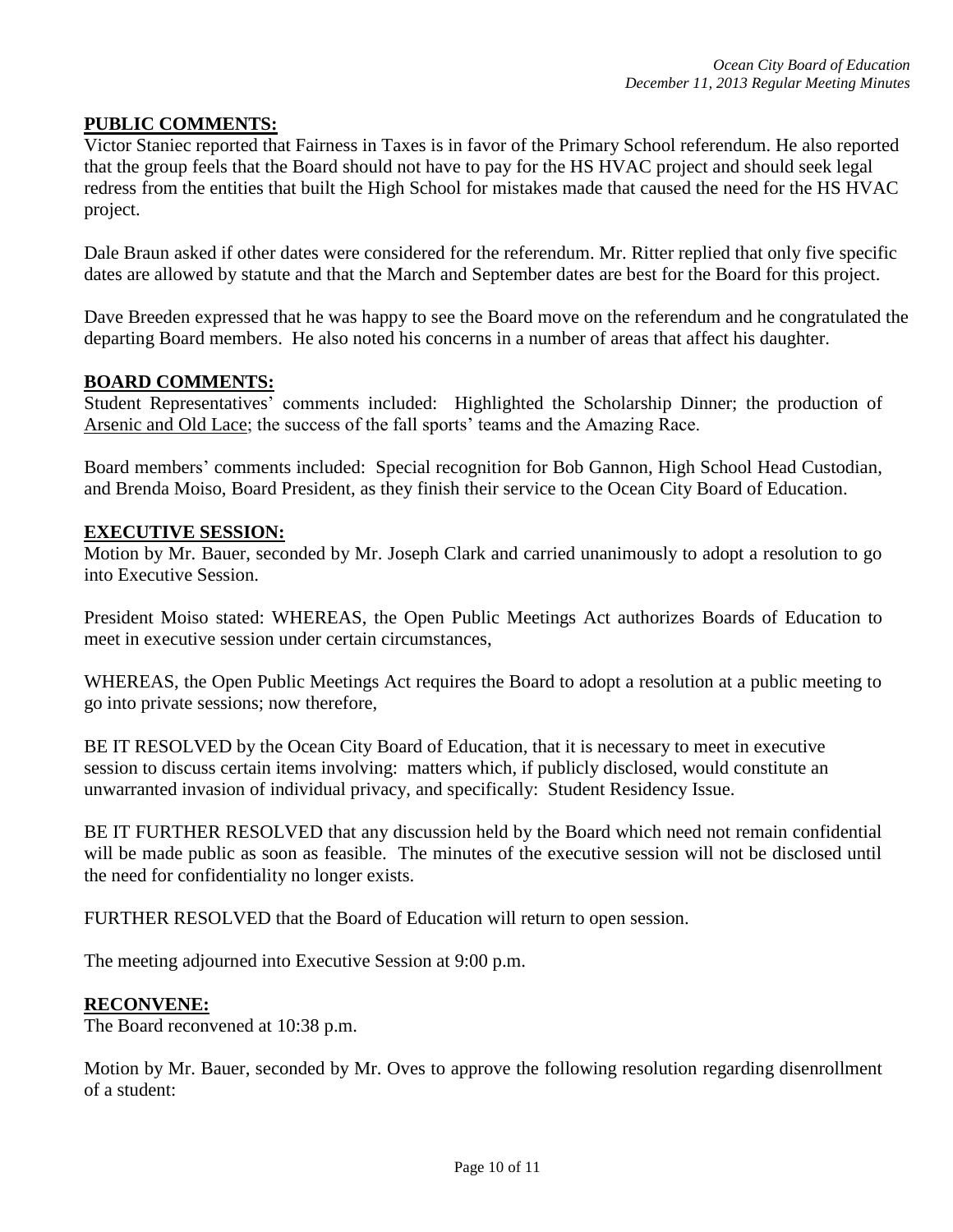## PUBLIC COMMENTS:

Victor Staniec reported that Fairness in Taxes is in favor of the Primary School referendum. He also reported that the group feels that the Board should not have to pay for the HS HVAC project and should seek legal redress from the entities that built the High School for mistakes made that caused the need for the HS HVAC project.

Dale Braun asked if other dates were considered for the referendum. Mr. Ritter replied that only five specific dates are allowed by statute and that the March and September dates are best for the Board for this project.

Dave Breeden expressed that he was happy to see the Board move on the referendum and he congratulated the departing Board members. He also noted his concerns in a number of areas that affect his daughter.

## BOARD COMMENTS:

Student Representatives' comments included: Highlighted the Scholarship Dinner; the production of Arsenic and Old Lace; the success of the fall sports' teams and the Amazing Race.

Board members' comments included: Special recognition for Bob Gannon, High School Head Custodian, and Brenda Moiso, Board President, as they finish their service to the Ocean City Board of Education.

## EXECUTIVE SESSION:

Motion by Mr. Bauer, seconded by Mr. Joseph Clark and carried unanimously to adopt a resolution to go into Executive Session.

President Moiso stated: WHEREAS, the Open Public Meetings Act authorizes Boards of Education to meet in executive session under certain circumstances,

WHEREAS, the Open Public Meetings Act requires the Board to adopt a resolution at a public meeting to go into private sessions; now therefore,

BE IT RESOLVED by the Ocean City Board of Education, that it is necessary to meet in executive session to discuss certain items involving: matters which, if publicly disclosed, would constitute an unwarranted invasion of individual privacy, and specifically: Student Residency Issue.

BE IT FURTHER RESOLVED that any discussion held by the Board which need not remain confidential will be made public as soon as feasible. The minutes of the executive session will not be disclosed until the need for confidentiality no longer exists.

FURTHER RESOLVED that the Board of Education will return to open session.

The meeting adjourned into Executive Session at 9:00 p.m.

## RECONVENE:

The Board reconvened at 10:38 p.m.

Motion by Mr. Bauer, seconded by Mr. Oves to approve the following resolution regarding disenrollment of a student: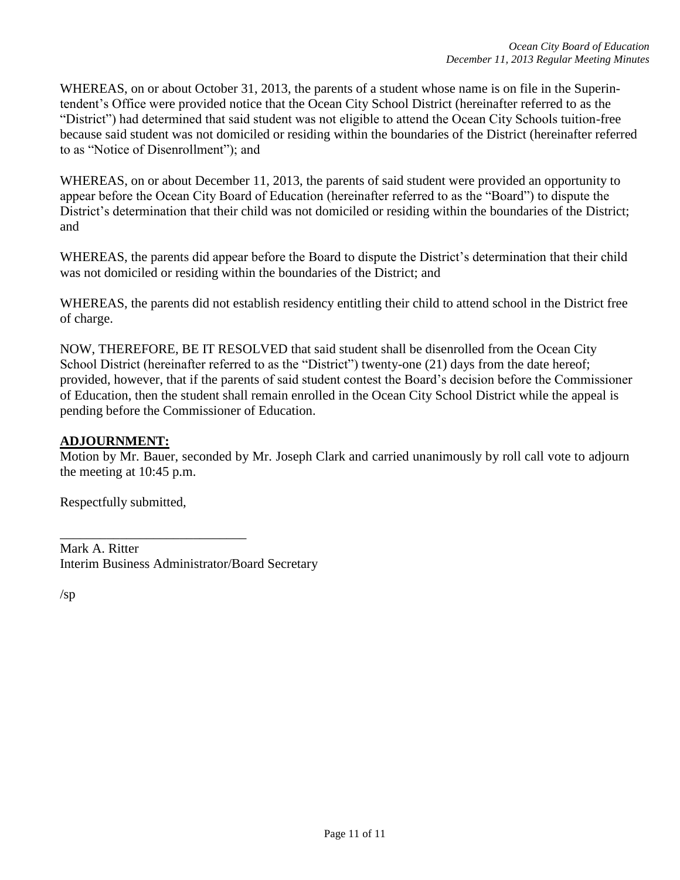WHEREAS, on or about October 31, 2013, the parents of a student whose name is on file in the Superintendent's Office were provided notice that the Ocean City School District (hereinafter referred to as the "District") had determined that said student was not eligible to attend the Ocean City Schools tuition-free because said student was not domiciled or residing within the boundaries of the District (hereinafter referred to as "Notice of Disenrollment"); and

WHEREAS, on or about December 11, 2013, the parents of said student were provided an opportunity to appear before the Ocean City Board of Education (hereinafter referred to as the "Board") to dispute the District's determination that their child was not domiciled or residing within the boundaries of the District; and

WHEREAS, the parents did appear before the Board to dispute the District's determination that their child was not domiciled or residing within the boundaries of the District; and

WHEREAS, the parents did not establish residency entitling their child to attend school in the District free of charge.

NOW, THEREFORE, BE IT RESOLVED that said student shall be disenrolled from the Ocean City School District (hereinafter referred to as the "District") twenty-one (21) days from the date hereof; provided, however, that if the parents of said student contest the Board's decision before the Commissioner of Education, then the student shall remain enrolled in the Ocean City School District while the appeal is pending before the Commissioner of Education.

**ADJOURNMENT:**
Motion by Mr. Bauer, seconded by Mr. Joseph Clark and carried unanimously by roll call vote to adjourn the meeting at 10:45 p.m.

Respectfully submitted,

\_\_\_\_\_\_\_\_\_\_\_\_\_\_\_\_\_\_\_\_\_\_\_\_\_\_\_\_\_\_
Mark A. Ritter
Interim Business Administrator/Board Secretary

/sp